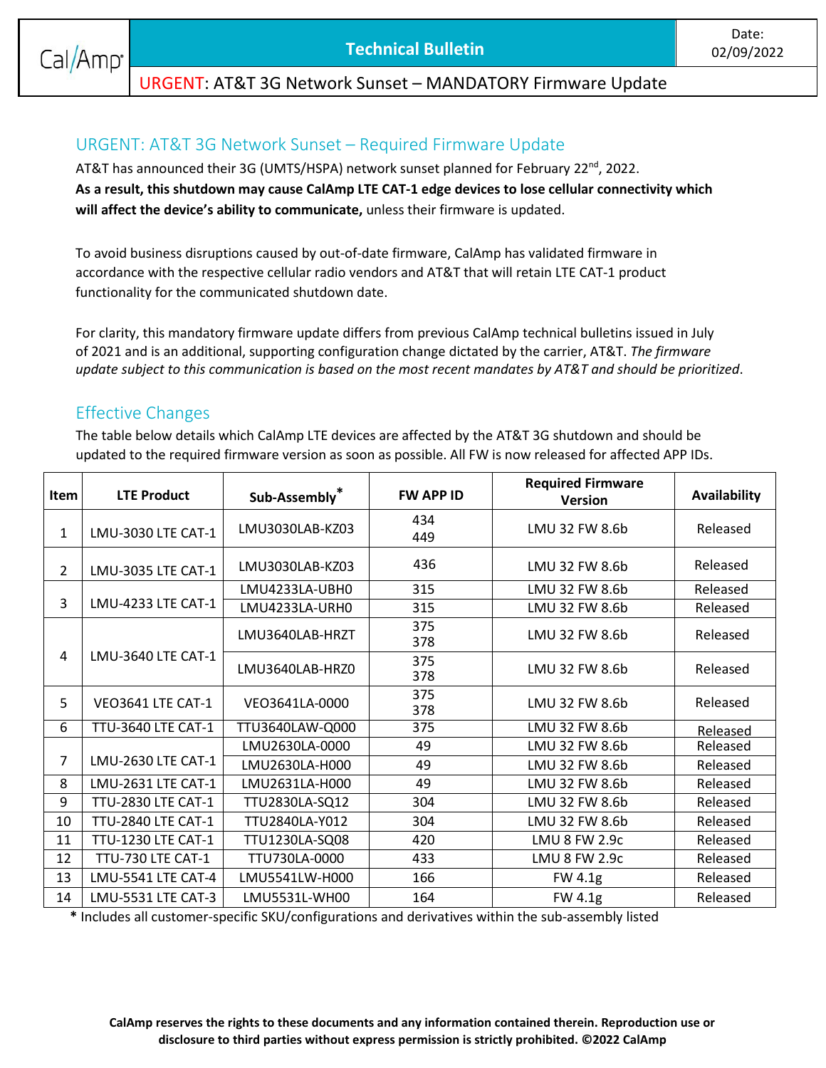CalAmp

**Technical Bulletin**

Date: 02/09/2022

URGENT: AT&T 3G Network Sunset – MANDATORY Firmware Update

## URGENT: AT&T 3G Network Sunset – Required Firmware Update

AT&T has announced their 3G (UMTS/HSPA) network sunset planned for February 22nd, 2022. **As a result, this shutdown may cause CalAmp LTE CAT-1 edge devices to lose cellular connectivity which will affect the device's ability to communicate,** unless their firmware is updated.

To avoid business disruptions caused by out-of-date firmware, CalAmp has validated firmware in accordance with the respective cellular radio vendors and AT&T that will retain LTE CAT-1 product functionality for the communicated shutdown date.

For clarity, this mandatory firmware update differs from previous CalAmp technical bulletins issued in July of 2021 and is an additional, supporting configuration change dictated by the carrier, AT&T. *The firmware update subject to this communication is based on the most recent mandates by AT&T and should be prioritized*.

## Effective Changes

The table below details which CalAmp LTE devices are affected by the AT&T 3G shutdown and should be updated to the required firmware version as soon as possible. All FW is now released for affected APP IDs.

| Item | LTE Product | Sub-Assembly* | FW APP ID | Required Firmware Version | Availability |
|---|---|---|---|---|---|
| 1 | LMU-3030 LTE CAT-1 | LMU3030LAB-KZ03 | 434<br>449 | LMU 32 FW 8.6b | Released |
| 2 | LMU-3035 LTE CAT-1 | LMU3030LAB-KZ03 | 436 | LMU 32 FW 8.6b | Released |
| 3 | LMU-4233 LTE CAT-1 | LMU4233LA-UBH0 | 315 | LMU 32 FW 8.6b | Released |
| | | LMU4233LA-URH0 | 315 | LMU 32 FW 8.6b | Released |
| 4 | LMU-3640 LTE CAT-1 | LMU3640LAB-HRZT | 375<br>378 | LMU 32 FW 8.6b | Released |
| | | LMU3640LAB-HRZ0 | 375<br>378 | LMU 32 FW 8.6b | Released |
| 5 | VEO3641 LTE CAT-1 | VEO3641LA-0000 | 375<br>378 | LMU 32 FW 8.6b | Released |
| 6 | TTU-3640 LTE CAT-1 | TTU3640LAW-Q000 | 375 | LMU 32 FW 8.6b | Released |
| 7 | LMU-2630 LTE CAT-1 | LMU2630LA-0000 | 49 | LMU 32 FW 8.6b | Released |
| | | LMU2630LA-H000 | 49 | LMU 32 FW 8.6b | Released |
| 8 | LMU-2631 LTE CAT-1 | LMU2631LA-H000 | 49 | LMU 32 FW 8.6b | Released |
| 9 | TTU-2830 LTE CAT-1 | TTU2830LA-SQ12 | 304 | LMU 32 FW 8.6b | Released |
| 10 | TTU-2840 LTE CAT-1 | TTU2840LA-Y012 | 304 | LMU 32 FW 8.6b | Released |
| 11 | TTU-1230 LTE CAT-1 | TTU1230LA-SQ08 | 420 | LMU 8 FW 2.9c | Released |
| 12 | TTU-730 LTE CAT-1 | TTU730LA-0000 | 433 | LMU 8 FW 2.9c | Released |
| 13 | LMU-5541 LTE CAT-4 | LMU5541LW-H000 | 166 | FW 4.1g | Released |
| 14 | LMU-5531 LTE CAT-3 | LMU5531L-WH00 | 164 | FW 4.1g | Released |

\* Includes all customer-specific SKU/configurations and derivatives within the sub-assembly listed

**CalAmp reserves the rights to these documents and any information contained therein. Reproduction use or disclosure to third parties without express permission is strictly prohibited. ©2022 CalAmp**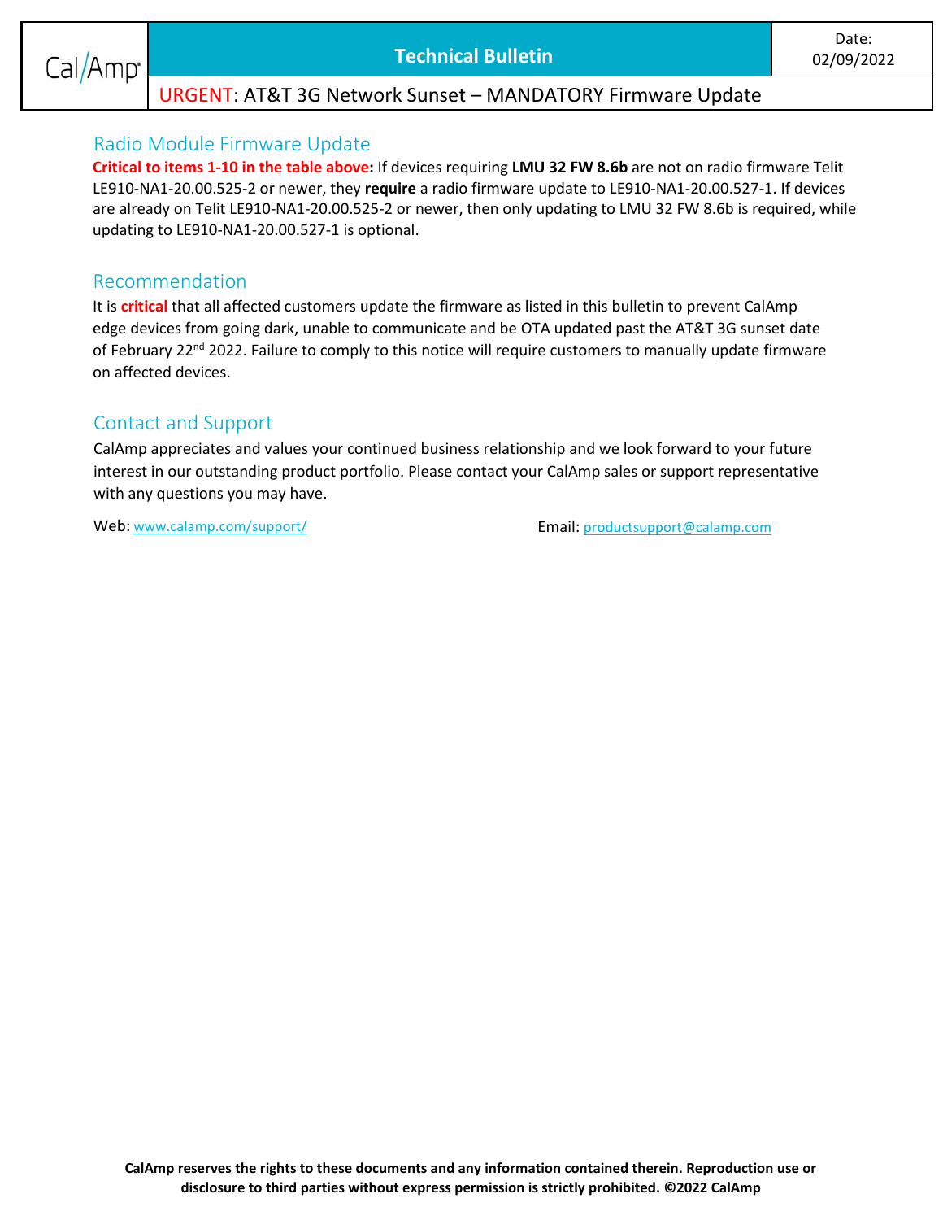## Radio Module Firmware Update

**Critical to items 1-10 in the table above:** If devices requiring **LMU 32 FW 8.6b** are not on radio firmware Telit LE910-NA1-20.00.525-2 or newer, they **require** a radio firmware update to LE910-NA1-20.00.527-1. If devices are already on Telit LE910-NA1-20.00.525-2 or newer, then only updating to LMU 32 FW 8.6b is required, while updating to LE910-NA1-20.00.527-1 is optional.

## Recommendation

It is **critical** that all affected customers update the firmware as listed in this bulletin to prevent CalAmp edge devices from going dark, unable to communicate and be OTA updated past the AT&T 3G sunset date of February 22nd 2022. Failure to comply to this notice will require customers to manually update firmware on affected devices.

## Contact and Support

CalAmp appreciates and values your continued business relationship and we look forward to your future interest in our outstanding product portfolio. Please contact your CalAmp sales or support representative with any questions you may have.

Web: www.calamp.com/support/

Email: productsupport@calamp.com

**CalAmp reserves the rights to these documents and any information contained therein. Reproduction use or disclosure to third parties without express permission is strictly prohibited. ©2022 CalAmp**